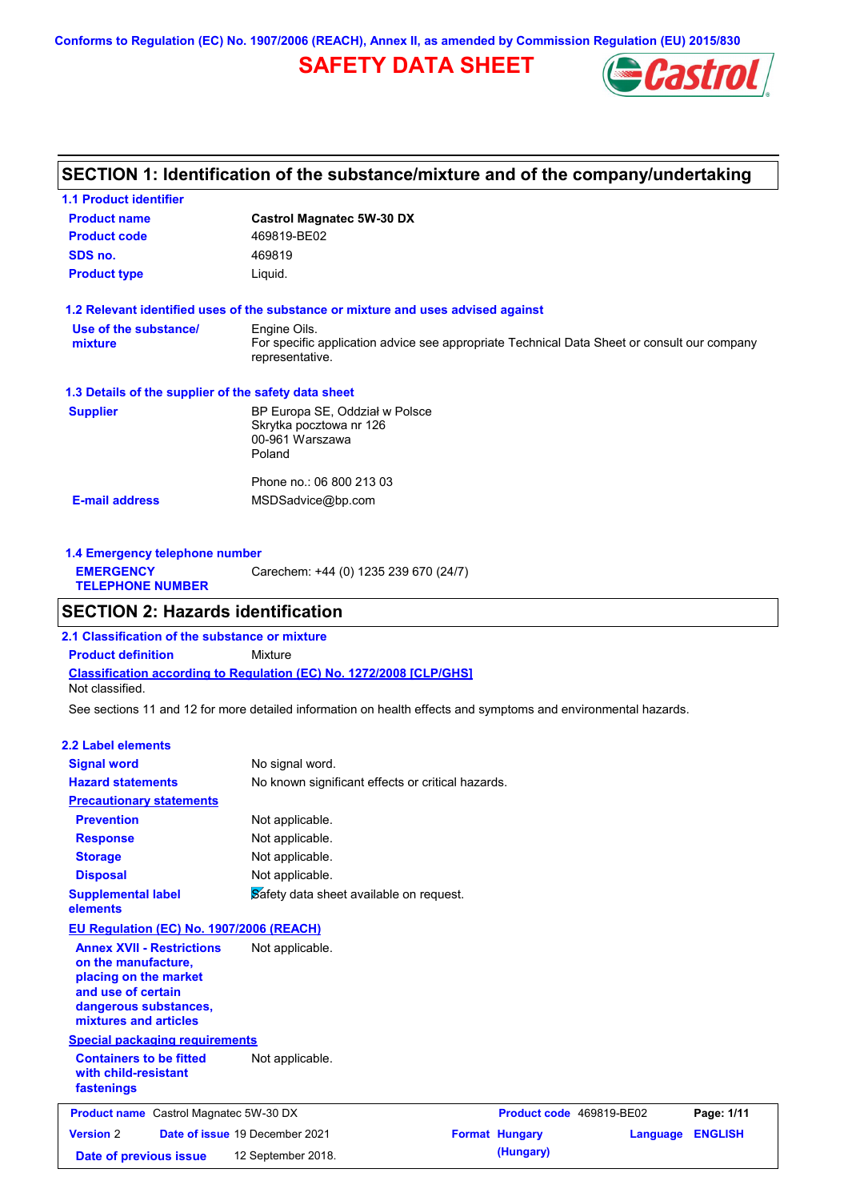Conforms to Regulation (EC) No. 1907/2006 (REACH), Annex II, as amended by Commission Regulation (EU) 2015/830

# SAFETY DATA SHEET

## SECTION 1: Identification of the substance/mixture and of the company/undertaking

### 1.1 Product identifier

| | |
|---|---|
| **Product name** | **Castrol Magnatec 5W-30 DX** |
| **Product code** | 469819-BE02 |
| **SDS no.** | 469819 |
| **Product type** | Liquid. |

### 1.2 Relevant identified uses of the substance or mixture and uses advised against

**Use of the substance/ mixture**: Engine Oils. For specific application advice see appropriate Technical Data Sheet or consult our company representative.

### 1.3 Details of the supplier of the safety data sheet

**Supplier**
BP Europa SE, Oddział w Polsce
Skrytka pocztowa nr 126
00-961 Warszawa
Poland

Phone no.: 06 800 213 03

**E-mail address**: MSDSadvice@bp.com

### 1.4 Emergency telephone number

**EMERGENCY TELEPHONE NUMBER**: Carechem: +44 (0) 1235 239 670 (24/7)

## SECTION 2: Hazards identification

### 2.1 Classification of the substance or mixture

**Product definition**: Mixture

**Classification according to Regulation (EC) No. 1272/2008 [CLP/GHS]**
Not classified.

See sections 11 and 12 for more detailed information on health effects and symptoms and environmental hazards.

### 2.2 Label elements

| | |
|---|---|
| **Signal word** | No signal word. |
| **Hazard statements** | No known significant effects or critical hazards. |

**Precautionary statements**

| | |
|---|---|
| **Prevention** | Not applicable. |
| **Response** | Not applicable. |
| **Storage** | Not applicable. |
| **Disposal** | Not applicable. |
| **Supplemental label elements** | Safety data sheet available on request. |

**EU Regulation (EC) No. 1907/2006 (REACH)**

**Annex XVII - Restrictions on the manufacture, placing on the market and use of certain dangerous substances, mixtures and articles**: Not applicable.

**Special packaging requirements**

**Containers to be fitted with child-resistant fastenings**: Not applicable.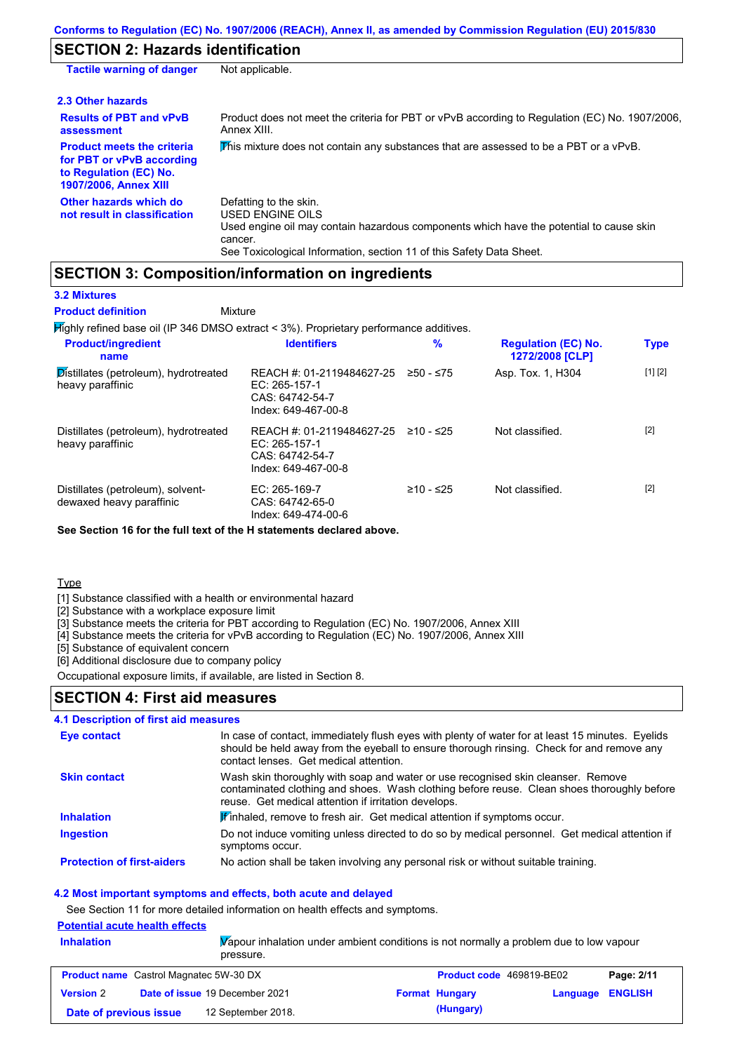## SECTION 2: Hazards identification

**Tactile warning of danger** Not applicable.

### 2.3 Other hazards

**Results of PBT and vPvB assessment**
Product does not meet the criteria for PBT or vPvB according to Regulation (EC) No. 1907/2006, Annex XIII.

**Product meets the criteria for PBT or vPvB according to Regulation (EC) No. 1907/2006, Annex XIII**
This mixture does not contain any substances that are assessed to be a PBT or a vPvB.

**Other hazards which do not result in classification**
Defatting to the skin.
USED ENGINE OILS
Used engine oil may contain hazardous components which have the potential to cause skin cancer.
See Toxicological Information, section 11 of this Safety Data Sheet.

## SECTION 3: Composition/information on ingredients

### 3.2 Mixtures

**Product definition** Mixture

Highly refined base oil (IP 346 DMSO extract < 3%). Proprietary performance additives.

| Product/ingredient name | Identifiers | % | Regulation (EC) No. 1272/2008 [CLP] | Type |
|---|---|---|---|---|
| Distillates (petroleum), hydrotreated heavy paraffinic | REACH #: 01-2119484627-25<br>EC: 265-157-1<br>CAS: 64742-54-7<br>Index: 649-467-00-8 | ≥50 - ≤75 | Asp. Tox. 1, H304 | [1] [2] |
| Distillates (petroleum), hydrotreated heavy paraffinic | REACH #: 01-2119484627-25<br>EC: 265-157-1<br>CAS: 64742-54-7<br>Index: 649-467-00-8 | ≥10 - ≤25 | Not classified. | [2] |
| Distillates (petroleum), solvent-dewaxed heavy paraffinic | EC: 265-169-7<br>CAS: 64742-65-0<br>Index: 649-474-00-6 | ≥10 - ≤25 | Not classified. | [2] |

**See Section 16 for the full text of the H statements declared above.**

Type
[1] Substance classified with a health or environmental hazard
[2] Substance with a workplace exposure limit
[3] Substance meets the criteria for PBT according to Regulation (EC) No. 1907/2006, Annex XIII
[4] Substance meets the criteria for vPvB according to Regulation (EC) No. 1907/2006, Annex XIII
[5] Substance of equivalent concern
[6] Additional disclosure due to company policy

Occupational exposure limits, if available, are listed in Section 8.

## SECTION 4: First aid measures

### 4.1 Description of first aid measures

**Eye contact**
In case of contact, immediately flush eyes with plenty of water for at least 15 minutes. Eyelids should be held away from the eyeball to ensure thorough rinsing. Check for and remove any contact lenses. Get medical attention.

**Skin contact**
Wash skin thoroughly with soap and water or use recognised skin cleanser. Remove contaminated clothing and shoes. Wash clothing before reuse. Clean shoes thoroughly before reuse. Get medical attention if irritation develops.

**Inhalation**
If inhaled, remove to fresh air. Get medical attention if symptoms occur.

**Ingestion**
Do not induce vomiting unless directed to do so by medical personnel. Get medical attention if symptoms occur.

**Protection of first-aiders**
No action shall be taken involving any personal risk or without suitable training.

### 4.2 Most important symptoms and effects, both acute and delayed

See Section 11 for more detailed information on health effects and symptoms.

**Potential acute health effects**

**Inhalation**
Vapour inhalation under ambient conditions is not normally a problem due to low vapour pressure.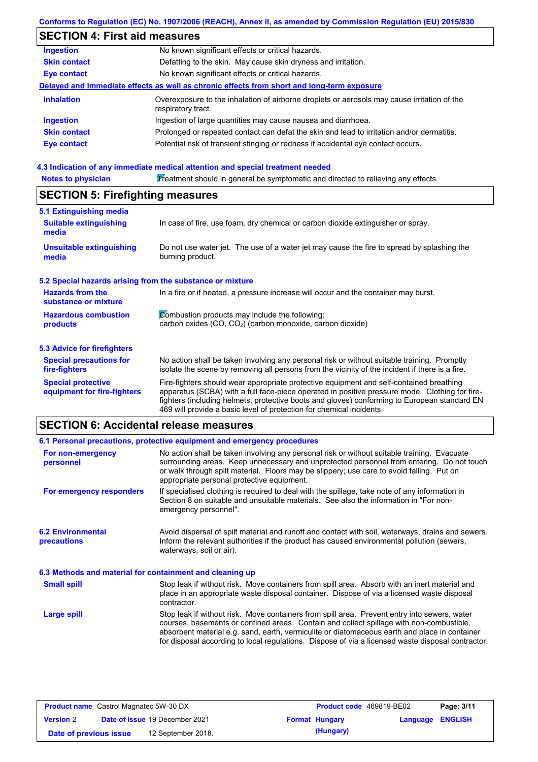## SECTION 4: First aid measures

| | |
|---|---|
| **Ingestion** | No known significant effects or critical hazards. |
| **Skin contact** | Defatting to the skin. May cause skin dryness and irritation. |
| **Eye contact** | No known significant effects or critical hazards. |

**Delayed and immediate effects as well as chronic effects from short and long-term exposure**

| | |
|---|---|
| **Inhalation** | Overexposure to the inhalation of airborne droplets or aerosols may cause irritation of the respiratory tract. |
| **Ingestion** | Ingestion of large quantities may cause nausea and diarrhoea. |
| **Skin contact** | Prolonged or repeated contact can defat the skin and lead to irritation and/or dermatitis. |
| **Eye contact** | Potential risk of transient stinging or redness if accidental eye contact occurs. |

### 4.3 Indication of any immediate medical attention and special treatment needed

| | |
|---|---|
| **Notes to physician** | Treatment should in general be symptomatic and directed to relieving any effects. |

## SECTION 5: Firefighting measures

### 5.1 Extinguishing media

| | |
|---|---|
| **Suitable extinguishing media** | In case of fire, use foam, dry chemical or carbon dioxide extinguisher or spray. |
| **Unsuitable extinguishing media** | Do not use water jet. The use of a water jet may cause the fire to spread by splashing the burning product. |

### 5.2 Special hazards arising from the substance or mixture

| | |
|---|---|
| **Hazards from the substance or mixture** | In a fire or if heated, a pressure increase will occur and the container may burst. |
| **Hazardous combustion products** | Combustion products may include the following: carbon oxides (CO, $CO_2$) (carbon monoxide, carbon dioxide) |

### 5.3 Advice for firefighters

| | |
|---|---|
| **Special precautions for fire-fighters** | No action shall be taken involving any personal risk or without suitable training. Promptly isolate the scene by removing all persons from the vicinity of the incident if there is a fire. |
| **Special protective equipment for fire-fighters** | Fire-fighters should wear appropriate protective equipment and self-contained breathing apparatus (SCBA) with a full face-piece operated in positive pressure mode. Clothing for fire-fighters (including helmets, protective boots and gloves) conforming to European standard EN 469 will provide a basic level of protection for chemical incidents. |

## SECTION 6: Accidental release measures

### 6.1 Personal precautions, protective equipment and emergency procedures

| | |
|---|---|
| **For non-emergency personnel** | No action shall be taken involving any personal risk or without suitable training. Evacuate surrounding areas. Keep unnecessary and unprotected personnel from entering. Do not touch or walk through spilt material. Floors may be slippery; use care to avoid falling. Put on appropriate personal protective equipment. |
| **For emergency responders** | If specialised clothing is required to deal with the spillage, take note of any information in Section 8 on suitable and unsuitable materials. See also the information in "For non-emergency personnel". |

| | |
|---|---|
| **6.2 Environmental precautions** | Avoid dispersal of spilt material and runoff and contact with soil, waterways, drains and sewers. Inform the relevant authorities if the product has caused environmental pollution (sewers, waterways, soil or air). |

### 6.3 Methods and material for containment and cleaning up

| | |
|---|---|
| **Small spill** | Stop leak if without risk. Move containers from spill area. Absorb with an inert material and place in an appropriate waste disposal container. Dispose of via a licensed waste disposal contractor. |
| **Large spill** | Stop leak if without risk. Move containers from spill area. Prevent entry into sewers, water courses, basements or confined areas. Contain and collect spillage with non-combustible, absorbent material e.g. sand, earth, vermiculite or diatomaceous earth and place in container for disposal according to local regulations. Dispose of via a licensed waste disposal contractor. |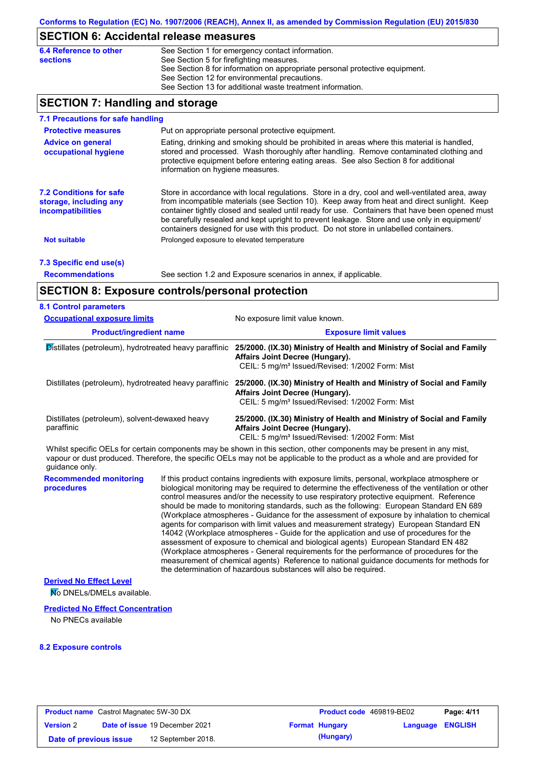## SECTION 6: Accidental release measures

**6.4 Reference to other sections**

See Section 1 for emergency contact information.
See Section 5 for firefighting measures.
See Section 8 for information on appropriate personal protective equipment.
See Section 12 for environmental precautions.
See Section 13 for additional waste treatment information.

## SECTION 7: Handling and storage

### 7.1 Precautions for safe handling

**Protective measures**

Put on appropriate personal protective equipment.

**Advice on general occupational hygiene**

Eating, drinking and smoking should be prohibited in areas where this material is handled, stored and processed. Wash thoroughly after handling. Remove contaminated clothing and protective equipment before entering eating areas. See also Section 8 for additional information on hygiene measures.

### 7.2 Conditions for safe storage, including any incompatibilities

Store in accordance with local regulations. Store in a dry, cool and well-ventilated area, away from incompatible materials (see Section 10). Keep away from heat and direct sunlight. Keep container tightly closed and sealed until ready for use. Containers that have been opened must be carefully resealed and kept upright to prevent leakage. Store and use only in equipment/ containers designed for use with this product. Do not store in unlabelled containers.

**Not suitable**

Prolonged exposure to elevated temperature

### 7.3 Specific end use(s)

**Recommendations**

See section 1.2 and Exposure scenarios in annex, if applicable.

## SECTION 8: Exposure controls/personal protection

### 8.1 Control parameters

**Occupational exposure limits**

No exposure limit value known.

| Product/ingredient name | Exposure limit values |
|---|---|
| Distillates (petroleum), hydrotreated heavy paraffinic | **25/2000. (IX.30) Ministry of Health and Ministry of Social and Family Affairs Joint Decree (Hungary).** CEIL: 5 mg/m³ Issued/Revised: 1/2002 Form: Mist |
| Distillates (petroleum), hydrotreated heavy paraffinic | **25/2000. (IX.30) Ministry of Health and Ministry of Social and Family Affairs Joint Decree (Hungary).** CEIL: 5 mg/m³ Issued/Revised: 1/2002 Form: Mist |
| Distillates (petroleum), solvent-dewaxed heavy paraffinic | **25/2000. (IX.30) Ministry of Health and Ministry of Social and Family Affairs Joint Decree (Hungary).** CEIL: 5 mg/m³ Issued/Revised: 1/2002 Form: Mist |

Whilst specific OELs for certain components may be shown in this section, other components may be present in any mist, vapour or dust produced. Therefore, the specific OELs may not be applicable to the product as a whole and are provided for guidance only.

**Recommended monitoring procedures**

If this product contains ingredients with exposure limits, personal, workplace atmosphere or biological monitoring may be required to determine the effectiveness of the ventilation or other control measures and/or the necessity to use respiratory protective equipment. Reference should be made to monitoring standards, such as the following: European Standard EN 689 (Workplace atmospheres - Guidance for the assessment of exposure by inhalation to chemical agents for comparison with limit values and measurement strategy) European Standard EN 14042 (Workplace atmospheres - Guide for the application and use of procedures for the assessment of exposure to chemical and biological agents) European Standard EN 482 (Workplace atmospheres - General requirements for the performance of procedures for the measurement of chemical agents) Reference to national guidance documents for methods for the determination of hazardous substances will also be required.

**Derived No Effect Level**

No DNELs/DMELs available.

**Predicted No Effect Concentration**

No PNECs available

### 8.2 Exposure controls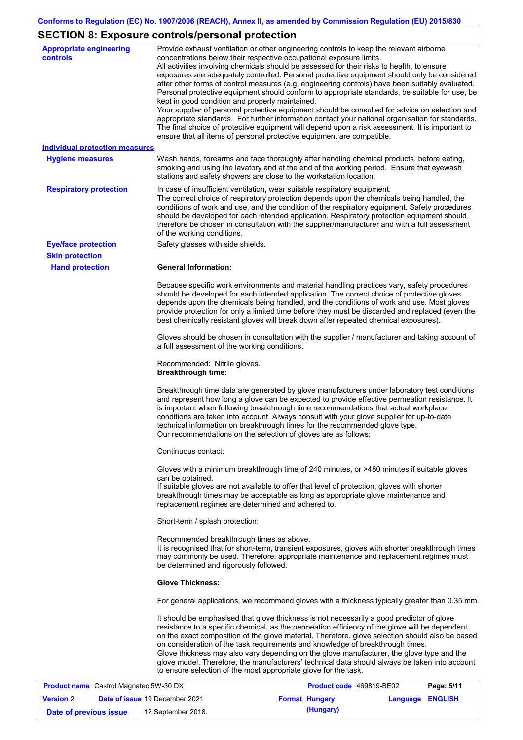## SECTION 8: Exposure controls/personal protection

**Appropriate engineering controls**

Provide exhaust ventilation or other engineering controls to keep the relevant airborne concentrations below their respective occupational exposure limits.
All activities involving chemicals should be assessed for their risks to health, to ensure exposures are adequately controlled. Personal protective equipment should only be considered after other forms of control measures (e.g. engineering controls) have been suitably evaluated. Personal protective equipment should conform to appropriate standards, be suitable for use, be kept in good condition and properly maintained.
Your supplier of personal protective equipment should be consulted for advice on selection and appropriate standards. For further information contact your national organisation for standards. The final choice of protective equipment will depend upon a risk assessment. It is important to ensure that all items of personal protective equipment are compatible.

### Individual protection measures

**Hygiene measures**

Wash hands, forearms and face thoroughly after handling chemical products, before eating, smoking and using the lavatory and at the end of the working period. Ensure that eyewash stations and safety showers are close to the workstation location.

**Respiratory protection**

In case of insufficient ventilation, wear suitable respiratory equipment.
The correct choice of respiratory protection depends upon the chemicals being handled, the conditions of work and use, and the condition of the respiratory equipment. Safety procedures should be developed for each intended application. Respiratory protection equipment should therefore be chosen in consultation with the supplier/manufacturer and with a full assessment of the working conditions.

**Eye/face protection**

Safety glasses with side shields.

**Skin protection**

**Hand protection**

**General Information:**

Because specific work environments and material handling practices vary, safety procedures should be developed for each intended application. The correct choice of protective gloves depends upon the chemicals being handled, and the conditions of work and use. Most gloves provide protection for only a limited time before they must be discarded and replaced (even the best chemically resistant gloves will break down after repeated chemical exposures).

Gloves should be chosen in consultation with the supplier / manufacturer and taking account of a full assessment of the working conditions.

Recommended: Nitrile gloves.
**Breakthrough time:**

Breakthrough time data are generated by glove manufacturers under laboratory test conditions and represent how long a glove can be expected to provide effective permeation resistance. It is important when following breakthrough time recommendations that actual workplace conditions are taken into account. Always consult with your glove supplier for up-to-date technical information on breakthrough times for the recommended glove type.
Our recommendations on the selection of gloves are as follows:

Continuous contact:

Gloves with a minimum breakthrough time of 240 minutes, or >480 minutes if suitable gloves can be obtained.
If suitable gloves are not available to offer that level of protection, gloves with shorter breakthrough times may be acceptable as long as appropriate glove maintenance and replacement regimes are determined and adhered to.

Short-term / splash protection:

Recommended breakthrough times as above.
It is recognised that for short-term, transient exposures, gloves with shorter breakthrough times may commonly be used. Therefore, appropriate maintenance and replacement regimes must be determined and rigorously followed.

**Glove Thickness:**

For general applications, we recommend gloves with a thickness typically greater than 0.35 mm.

It should be emphasised that glove thickness is not necessarily a good predictor of glove resistance to a specific chemical, as the permeation efficiency of the glove will be dependent on the exact composition of the glove material. Therefore, glove selection should also be based on consideration of the task requirements and knowledge of breakthrough times.
Glove thickness may also vary depending on the glove manufacturer, the glove type and the glove model. Therefore, the manufacturers' technical data should always be taken into account to ensure selection of the most appropriate glove for the task.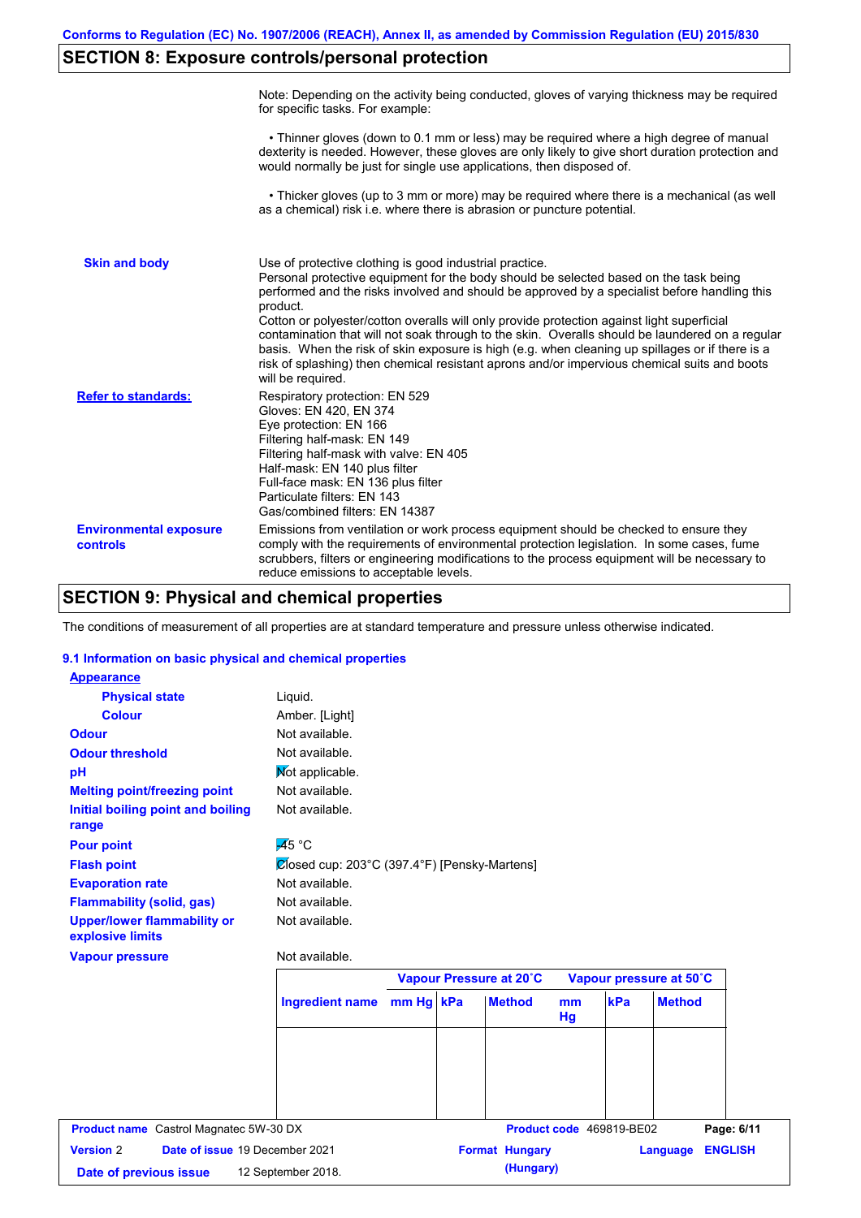## SECTION 8: Exposure controls/personal protection

Note: Depending on the activity being conducted, gloves of varying thickness may be required for specific tasks. For example:

• Thinner gloves (down to 0.1 mm or less) may be required where a high degree of manual dexterity is needed. However, these gloves are only likely to give short duration protection and would normally be just for single use applications, then disposed of.

• Thicker gloves (up to 3 mm or more) may be required where there is a mechanical (as well as a chemical) risk i.e. where there is abrasion or puncture potential.

**Skin and body**

Use of protective clothing is good industrial practice.
Personal protective equipment for the body should be selected based on the task being performed and the risks involved and should be approved by a specialist before handling this product.
Cotton or polyester/cotton overalls will only provide protection against light superficial contamination that will not soak through to the skin. Overalls should be laundered on a regular basis. When the risk of skin exposure is high (e.g. when cleaning up spillages or if there is a risk of splashing) then chemical resistant aprons and/or impervious chemical suits and boots will be required.

**Refer to standards:**

Respiratory protection: EN 529
Gloves: EN 420, EN 374
Eye protection: EN 166
Filtering half-mask: EN 149
Filtering half-mask with valve: EN 405
Half-mask: EN 140 plus filter
Full-face mask: EN 136 plus filter
Particulate filters: EN 143
Gas/combined filters: EN 14387

**Environmental exposure controls**

Emissions from ventilation or work process equipment should be checked to ensure they comply with the requirements of environmental protection legislation. In some cases, fume scrubbers, filters or engineering modifications to the process equipment will be necessary to reduce emissions to acceptable levels.

## SECTION 9: Physical and chemical properties

The conditions of measurement of all properties are at standard temperature and pressure unless otherwise indicated.

### 9.1 Information on basic physical and chemical properties

**Appearance**

**Physical state**: Liquid.

**Colour**: Amber. [Light]

**Odour**: Not available.

**Odour threshold**: Not available.

**pH**: Not applicable.

**Melting point/freezing point**: Not available.

**Initial boiling point and boiling range**: Not available.

**Pour point**: -45 °C

**Flash point**: Closed cup: 203°C (397.4°F) [Pensky-Martens]

**Evaporation rate**: Not available.

**Flammability (solid, gas)**: Not available.

**Upper/lower flammability or explosive limits**: Not available.

**Vapour pressure**: Not available.

| | Vapour Pressure at 20˚C | | | Vapour pressure at 50˚C | | |
|---|---|---|---|---|---|---|
| Ingredient name | mm Hg | kPa | Method | mm Hg | kPa | Method |
| | | | | | | |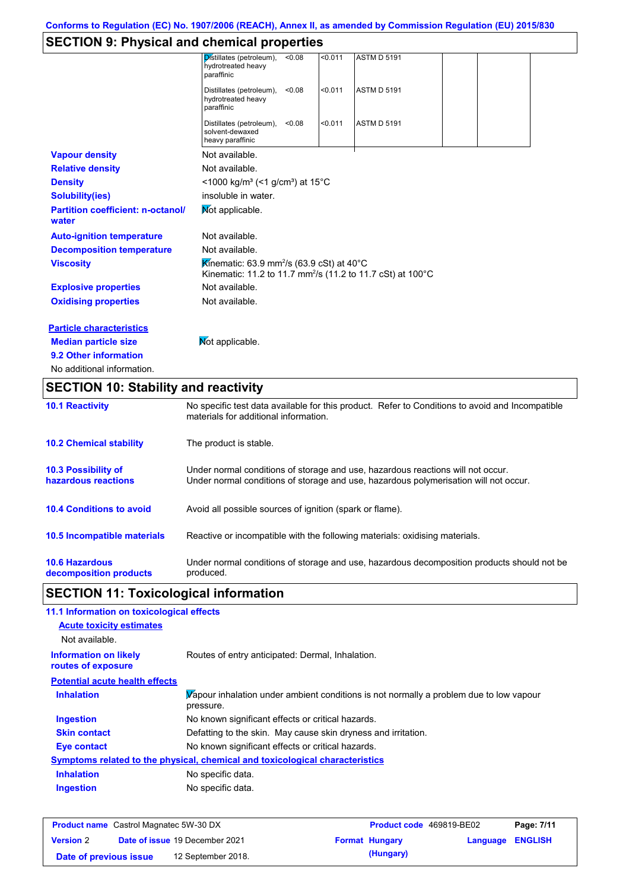## SECTION 9: Physical and chemical properties

| | | | | | |
|---|---|---|---|---|---|
| Distillates (petroleum), hydrotreated heavy paraffinic | <0.08 | <0.011 | ASTM D 5191 | | |
| Distillates (petroleum), hydrotreated heavy paraffinic | <0.08 | <0.011 | ASTM D 5191 | | |
| Distillates (petroleum), solvent-dewaxed heavy paraffinic | <0.08 | <0.011 | ASTM D 5191 | | |

**Vapour density** Not available.

**Relative density** Not available.

**Density** <1000 kg/m³ (<1 g/cm³) at 15°C

**Solubility(ies)** insoluble in water.

**Partition coefficient: n-octanol/water** Not applicable.

**Auto-ignition temperature** Not available.

**Decomposition temperature** Not available.

**Viscosity** Kinematic: 63.9 mm²/s (63.9 cSt) at 40°C
Kinematic: 11.2 to 11.7 mm²/s (11.2 to 11.7 cSt) at 100°C

**Explosive properties** Not available.

**Oxidising properties** Not available.

**Particle characteristics**

**Median particle size** Not applicable.

**9.2 Other information**

No additional information.

## SECTION 10: Stability and reactivity

**10.1 Reactivity** No specific test data available for this product. Refer to Conditions to avoid and Incompatible materials for additional information.

**10.2 Chemical stability** The product is stable.

**10.3 Possibility of hazardous reactions** Under normal conditions of storage and use, hazardous reactions will not occur.
Under normal conditions of storage and use, hazardous polymerisation will not occur.

**10.4 Conditions to avoid** Avoid all possible sources of ignition (spark or flame).

**10.5 Incompatible materials** Reactive or incompatible with the following materials: oxidising materials.

**10.6 Hazardous decomposition products** Under normal conditions of storage and use, hazardous decomposition products should not be produced.

## SECTION 11: Toxicological information

**11.1 Information on toxicological effects**

**Acute toxicity estimates**

Not available.

**Information on likely routes of exposure** Routes of entry anticipated: Dermal, Inhalation.

**Potential acute health effects**

**Inhalation** Vapour inhalation under ambient conditions is not normally a problem due to low vapour pressure.

**Ingestion** No known significant effects or critical hazards.

**Skin contact** Defatting to the skin. May cause skin dryness and irritation.

**Eye contact** No known significant effects or critical hazards.

**Symptoms related to the physical, chemical and toxicological characteristics**

**Inhalation** No specific data.

**Ingestion** No specific data.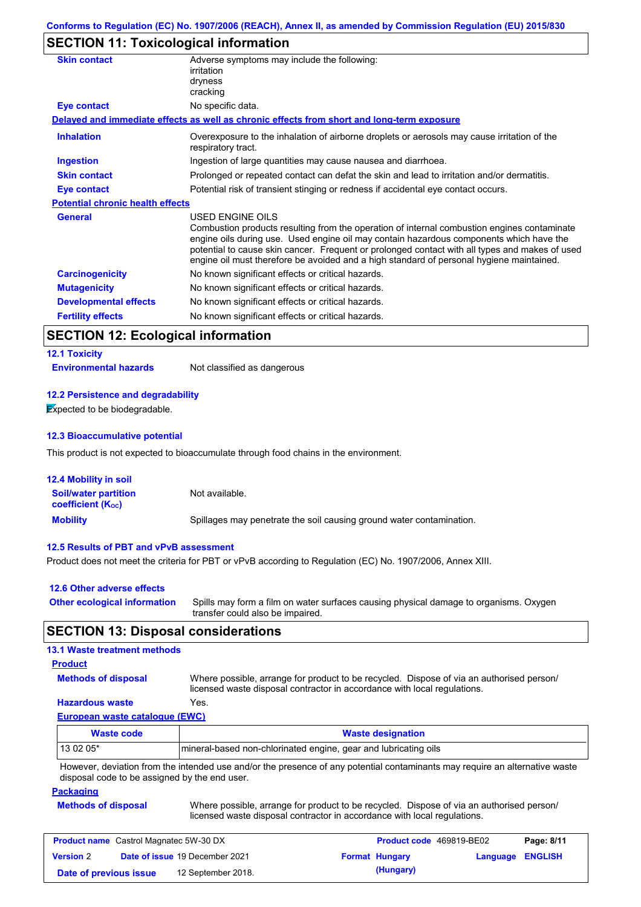## SECTION 11: Toxicological information

| | |
|---|---|
| **Skin contact** | Adverse symptoms may include the following:<br>irritation<br>dryness<br>cracking |
| **Eye contact** | No specific data. |

**Delayed and immediate effects as well as chronic effects from short and long-term exposure**

| | |
|---|---|
| **Inhalation** | Overexposure to the inhalation of airborne droplets or aerosols may cause irritation of the respiratory tract. |
| **Ingestion** | Ingestion of large quantities may cause nausea and diarrhoea. |
| **Skin contact** | Prolonged or repeated contact can defat the skin and lead to irritation and/or dermatitis. |
| **Eye contact** | Potential risk of transient stinging or redness if accidental eye contact occurs. |

**Potential chronic health effects**

| | |
|---|---|
| **General** | USED ENGINE OILS<br>Combustion products resulting from the operation of internal combustion engines contaminate engine oils during use. Used engine oil may contain hazardous components which have the potential to cause skin cancer. Frequent or prolonged contact with all types and makes of used engine oil must therefore be avoided and a high standard of personal hygiene maintained. |
| **Carcinogenicity** | No known significant effects or critical hazards. |
| **Mutagenicity** | No known significant effects or critical hazards. |
| **Developmental effects** | No known significant effects or critical hazards. |
| **Fertility effects** | No known significant effects or critical hazards. |

## SECTION 12: Ecological information

### 12.1 Toxicity

**Environmental hazards** Not classified as dangerous

### 12.2 Persistence and degradability

Expected to be biodegradable.

### 12.3 Bioaccumulative potential

This product is not expected to bioaccumulate through food chains in the environment.

### 12.4 Mobility in soil

| | |
|---|---|
| **Soil/water partition coefficient ($K_{OC}$)** | Not available. |
| **Mobility** | Spillages may penetrate the soil causing ground water contamination. |

### 12.5 Results of PBT and vPvB assessment

Product does not meet the criteria for PBT or vPvB according to Regulation (EC) No. 1907/2006, Annex XIII.

### 12.6 Other adverse effects

**Other ecological information** Spills may form a film on water surfaces causing physical damage to organisms. Oxygen transfer could also be impaired.

## SECTION 13: Disposal considerations

### 13.1 Waste treatment methods

**Product**

| | |
|---|---|
| **Methods of disposal** | Where possible, arrange for product to be recycled. Dispose of via an authorised person/ licensed waste disposal contractor in accordance with local regulations. |
| **Hazardous waste** | Yes. |

**European waste catalogue (EWC)**

| Waste code | Waste designation |
|---|---|
| 13 02 05* | mineral-based non-chlorinated engine, gear and lubricating oils |

However, deviation from the intended use and/or the presence of any potential contaminants may require an alternative waste disposal code to be assigned by the end user.

**Packaging**

**Methods of disposal** Where possible, arrange for product to be recycled. Dispose of via an authorised person/ licensed waste disposal contractor in accordance with local regulations.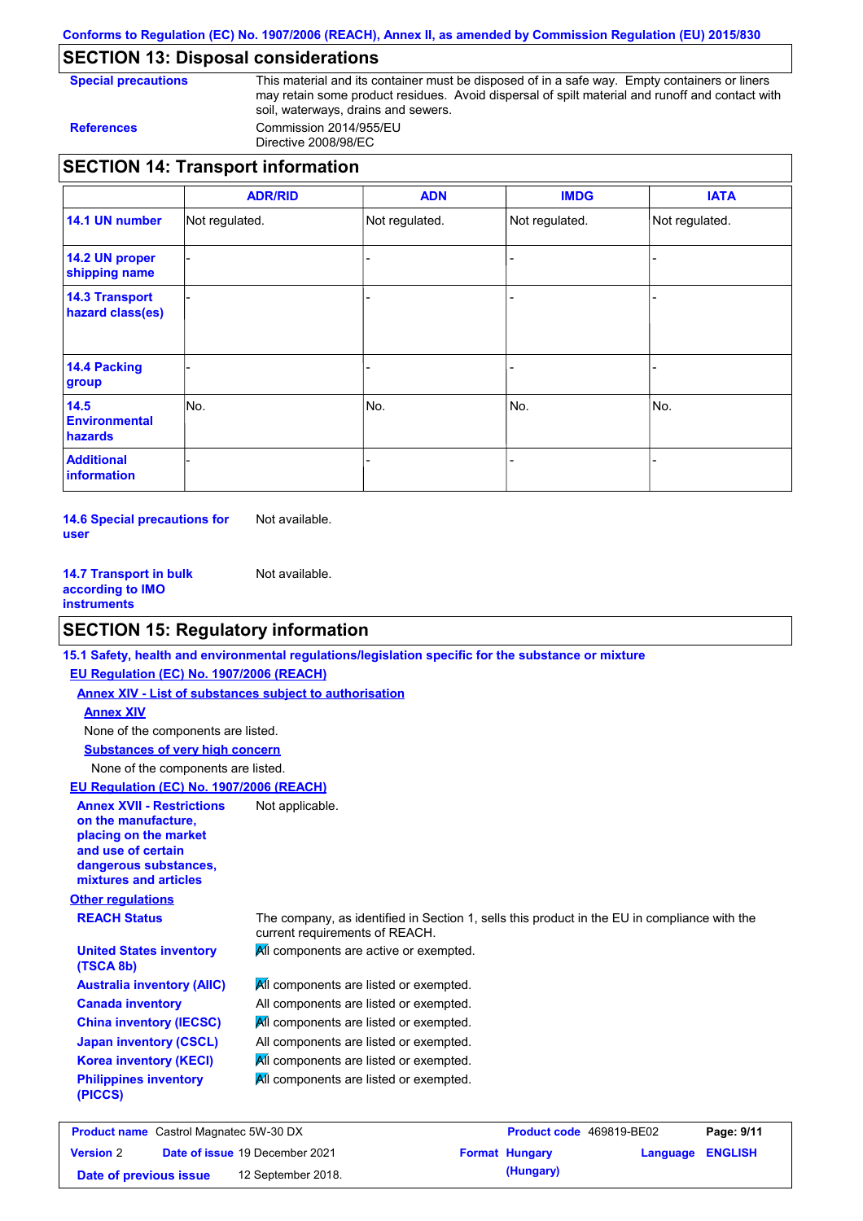## SECTION 13: Disposal considerations

**Special precautions** This material and its container must be disposed of in a safe way. Empty containers or liners may retain some product residues. Avoid dispersal of spilt material and runoff and contact with soil, waterways, drains and sewers.

**References** Commission 2014/955/EU
Directive 2008/98/EC

## SECTION 14: Transport information

| | ADR/RID | ADN | IMDG | IATA |
|---|---|---|---|---|
| **14.1 UN number** | Not regulated. | Not regulated. | Not regulated. | Not regulated. |
| **14.2 UN proper shipping name** | - | - | - | - |
| **14.3 Transport hazard class(es)** | - | - | - | - |
| **14.4 Packing group** | - | - | - | - |
| **14.5 Environmental hazards** | No. | No. | No. | No. |
| **Additional information** | - | - | - | - |

**14.6 Special precautions for user** Not available.

**14.7 Transport in bulk according to IMO instruments** Not available.

## SECTION 15: Regulatory information

**15.1 Safety, health and environmental regulations/legislation specific for the substance or mixture**

**EU Regulation (EC) No. 1907/2006 (REACH)**

**Annex XIV - List of substances subject to authorisation**

**Annex XIV**

None of the components are listed.

**Substances of very high concern**

None of the components are listed.

**EU Regulation (EC) No. 1907/2006 (REACH)**

**Annex XVII - Restrictions on the manufacture, placing on the market and use of certain dangerous substances, mixtures and articles** Not applicable.

**Other regulations**

**REACH Status** The company, as identified in Section 1, sells this product in the EU in compliance with the current requirements of REACH.

**United States inventory (TSCA 8b)** All components are active or exempted.

**Australia inventory (AIIC)** All components are listed or exempted.

**Canada inventory** All components are listed or exempted.

**China inventory (IECSC)** All components are listed or exempted.

**Japan inventory (CSCL)** All components are listed or exempted.

**Korea inventory (KECI)** All components are listed or exempted.

**Philippines inventory (PICCS)** All components are listed or exempted.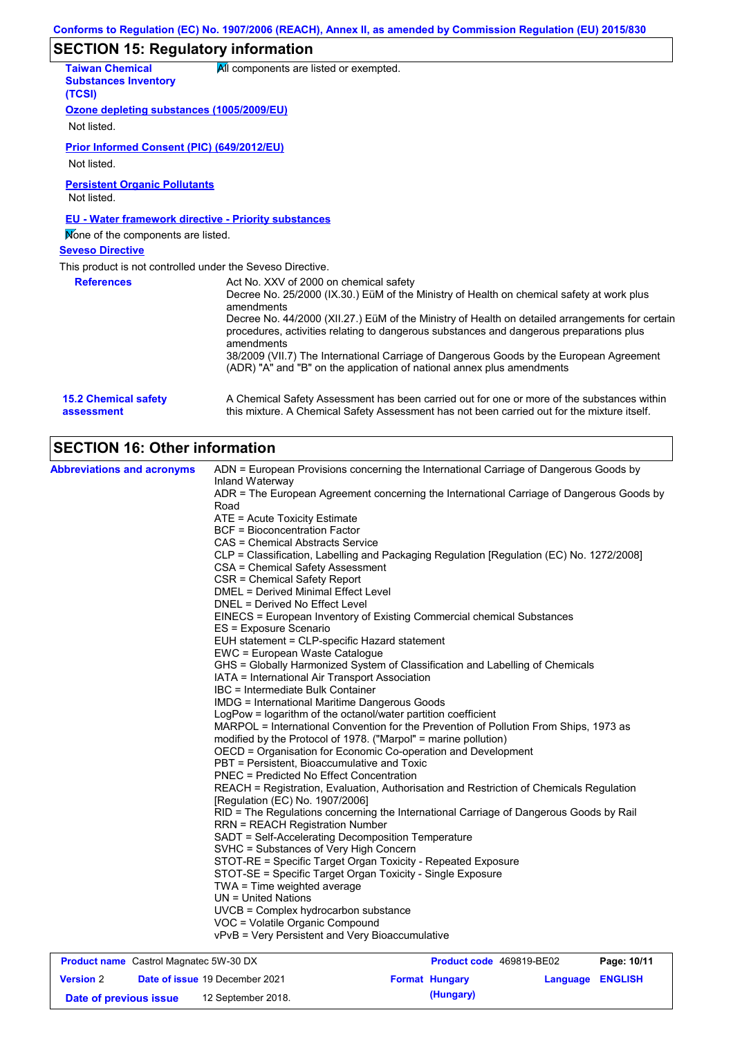## SECTION 15: Regulatory information

**Taiwan Chemical Substances Inventory (TCSI)**: All components are listed or exempted.

**Ozone depleting substances (1005/2009/EU)**

Not listed.

**Prior Informed Consent (PIC) (649/2012/EU)**

Not listed.

**Persistent Organic Pollutants**

Not listed.

**EU - Water framework directive - Priority substances**

None of the components are listed.

**Seveso Directive**

This product is not controlled under the Seveso Directive.

**References**

Act No. XXV of 2000 on chemical safety
Decree No. 25/2000 (IX.30.) EüM of the Ministry of Health on chemical safety at work plus amendments
Decree No. 44/2000 (XII.27.) EüM of the Ministry of Health on detailed arrangements for certain procedures, activities relating to dangerous substances and dangerous preparations plus amendments
38/2009 (VII.7) The International Carriage of Dangerous Goods by the European Agreement (ADR) "A" and "B" on the application of national annex plus amendments

**15.2 Chemical safety assessment**

A Chemical Safety Assessment has been carried out for one or more of the substances within this mixture. A Chemical Safety Assessment has not been carried out for the mixture itself.

## SECTION 16: Other information

**Abbreviations and acronyms**

ADN = European Provisions concerning the International Carriage of Dangerous Goods by Inland Waterway
ADR = The European Agreement concerning the International Carriage of Dangerous Goods by Road
ATE = Acute Toxicity Estimate
BCF = Bioconcentration Factor
CAS = Chemical Abstracts Service
CLP = Classification, Labelling and Packaging Regulation [Regulation (EC) No. 1272/2008]
CSA = Chemical Safety Assessment
CSR = Chemical Safety Report
DMEL = Derived Minimal Effect Level
DNEL = Derived No Effect Level
EINECS = European Inventory of Existing Commercial chemical Substances
ES = Exposure Scenario
EUH statement = CLP-specific Hazard statement
EWC = European Waste Catalogue
GHS = Globally Harmonized System of Classification and Labelling of Chemicals
IATA = International Air Transport Association
IBC = Intermediate Bulk Container
IMDG = International Maritime Dangerous Goods
LogPow = logarithm of the octanol/water partition coefficient
MARPOL = International Convention for the Prevention of Pollution From Ships, 1973 as modified by the Protocol of 1978. ("Marpol" = marine pollution)
OECD = Organisation for Economic Co-operation and Development
PBT = Persistent, Bioaccumulative and Toxic
PNEC = Predicted No Effect Concentration
REACH = Registration, Evaluation, Authorisation and Restriction of Chemicals Regulation [Regulation (EC) No. 1907/2006]
RID = The Regulations concerning the International Carriage of Dangerous Goods by Rail
RRN = REACH Registration Number
SADT = Self-Accelerating Decomposition Temperature
SVHC = Substances of Very High Concern
STOT-RE = Specific Target Organ Toxicity - Repeated Exposure
STOT-SE = Specific Target Organ Toxicity - Single Exposure
TWA = Time weighted average
UN = United Nations
UVCB = Complex hydrocarbon substance
VOC = Volatile Organic Compound
vPvB = Very Persistent and Very Bioaccumulative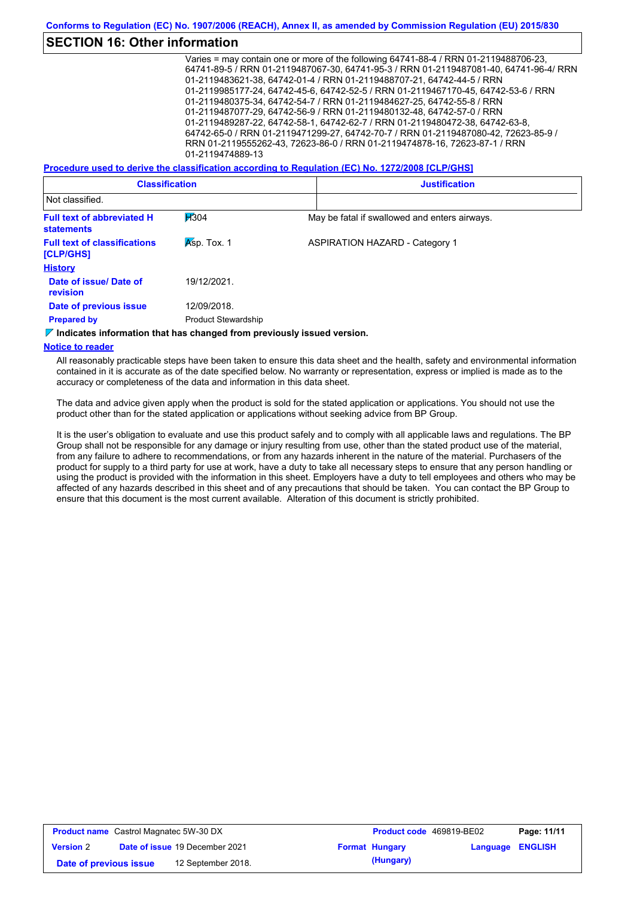## SECTION 16: Other information

Varies = may contain one or more of the following 64741-88-4 / RRN 01-2119488706-23, 64741-89-5 / RRN 01-2119487067-30, 64741-95-3 / RRN 01-2119487081-40, 64741-96-4/ RRN 01-2119483621-38, 64742-01-4 / RRN 01-2119488707-21, 64742-44-5 / RRN 01-2119985177-24, 64742-45-6, 64742-52-5 / RRN 01-2119467170-45, 64742-53-6 / RRN 01-2119480375-34, 64742-54-7 / RRN 01-2119484627-25, 64742-55-8 / RRN 01-2119487077-29, 64742-56-9 / RRN 01-2119480132-48, 64742-57-0 / RRN 01-2119489287-22, 64742-58-1, 64742-62-7 / RRN 01-2119480472-38, 64742-63-8, 64742-65-0 / RRN 01-2119471299-27, 64742-70-7 / RRN 01-2119487080-42, 72623-85-9 / RRN 01-2119555262-43, 72623-86-0 / RRN 01-2119474878-16, 72623-87-1 / RRN 01-2119474889-13

**Procedure used to derive the classification according to Regulation (EC) No. 1272/2008 [CLP/GHS]**

| Classification | Justification |
|---|---|
| Not classified. | |

| | | |
|---|---|---|
| **Full text of abbreviated H statements** | H304 | May be fatal if swallowed and enters airways. |
| **Full text of classifications [CLP/GHS]** | Asp. Tox. 1 | ASPIRATION HAZARD - Category 1 |

**History**

| | |
|---|---|
| **Date of issue/ Date of revision** | 19/12/2021. |
| **Date of previous issue** | 12/09/2018. |
| **Prepared by** | Product Stewardship |

**Indicates information that has changed from previously issued version.**

**Notice to reader**

All reasonably practicable steps have been taken to ensure this data sheet and the health, safety and environmental information contained in it is accurate as of the date specified below. No warranty or representation, express or implied is made as to the accuracy or completeness of the data and information in this data sheet.

The data and advice given apply when the product is sold for the stated application or applications. You should not use the product other than for the stated application or applications without seeking advice from BP Group.

It is the user's obligation to evaluate and use this product safely and to comply with all applicable laws and regulations. The BP Group shall not be responsible for any damage or injury resulting from use, other than the stated product use of the material, from any failure to adhere to recommendations, or from any hazards inherent in the nature of the material. Purchasers of the product for supply to a third party for use at work, have a duty to take all necessary steps to ensure that any person handling or using the product is provided with the information in this sheet. Employers have a duty to tell employees and others who may be affected of any hazards described in this sheet and of any precautions that should be taken. You can contact the BP Group to ensure that this document is the most current available. Alteration of this document is strictly prohibited.